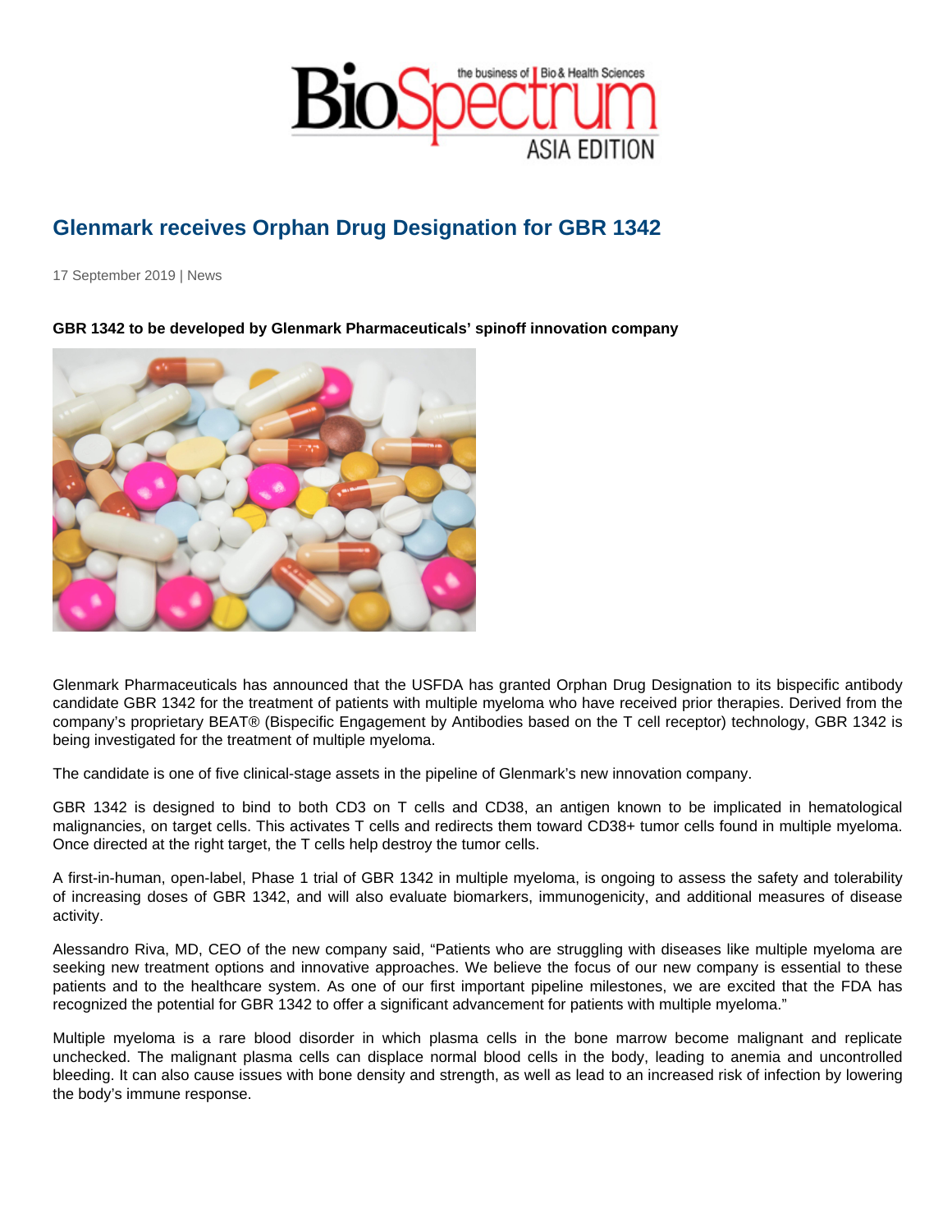# Glenmark receives Orphan Drug Designation for GBR 1342

17 September 2019 | News

**GBR 1342 to be developed by Glenmark Pharmaceuticals' spinoff innovation company**

Glenmark Pharmaceuticals has announced that the USFDA has granted Orphan Drug Designation to its bispecific antibody candidate GBR 1342 for the treatment of patients with multiple myeloma who have received prior therapies. Derived from the company's proprietary BEAT® (Bispecific Engagement by Antibodies based on the T cell receptor) technology, GBR 1342 is being investigated for the treatment of multiple myeloma.

The candidate is one of five clinical-stage assets in the pipeline of Glenmark's new innovation company.

GBR 1342 is designed to bind to both CD3 on T cells and CD38, an antigen known to be implicated in hematological malignancies, on target cells. This activates T cells and redirects them toward CD38+ tumor cells found in multiple myeloma. Once directed at the right target, the T cells help destroy the tumor cells.

A first-in-human, open-label, Phase 1 trial of GBR 1342 in multiple myeloma, is ongoing to assess the safety and tolerability of increasing doses of GBR 1342, and will also evaluate biomarkers, immunogenicity, and additional measures of disease activity.

Alessandro Riva, MD, CEO of the new company said, "Patients who are struggling with diseases like multiple myeloma are seeking new treatment options and innovative approaches. We believe the focus of our new company is essential to these patients and to the healthcare system. As one of our first important pipeline milestones, we are excited that the FDA has recognized the potential for GBR 1342 to offer a significant advancement for patients with multiple myeloma."

Multiple myeloma is a rare blood disorder in which plasma cells in the bone marrow become malignant and replicate unchecked. The malignant plasma cells can displace normal blood cells in the body, leading to anemia and uncontrolled bleeding. It can also cause issues with bone density and strength, as well as lead to an increased risk of infection by lowering the body's immune response.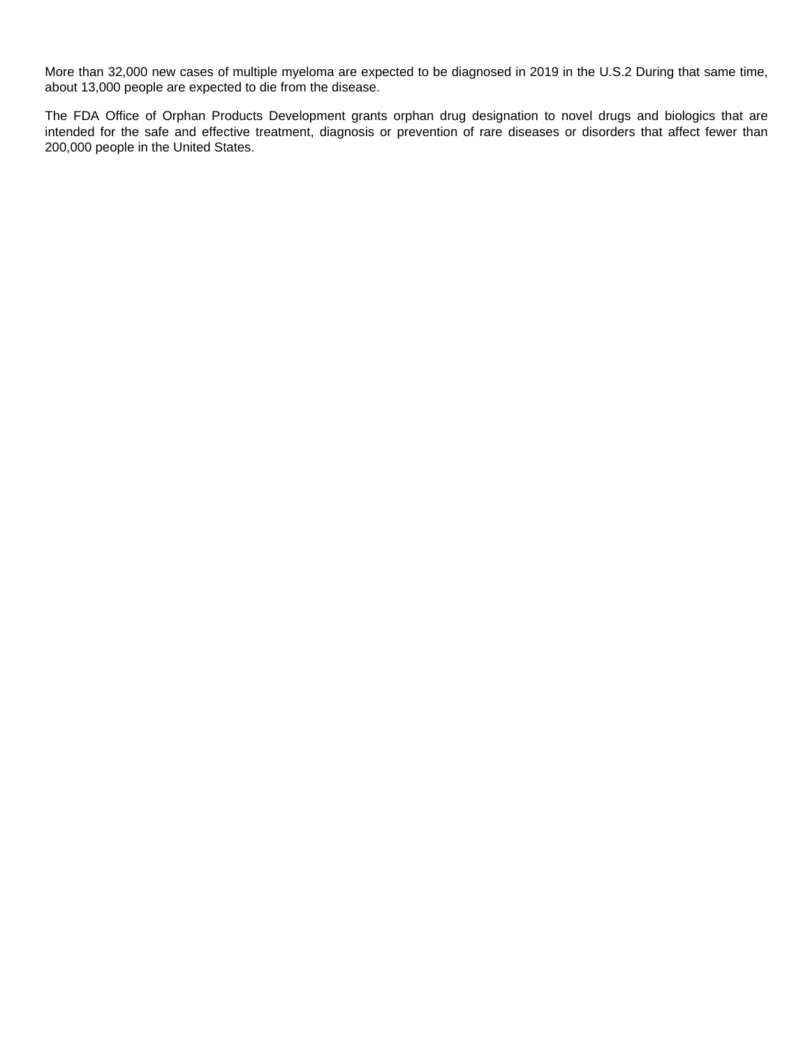More than 32,000 new cases of multiple myeloma are expected to be diagnosed in 2019 in the U.S.[2] During that same time, about 13,000 people are expected to die from the disease.

The FDA Office of Orphan Products Development grants orphan drug designation to novel drugs and biologics that are intended for the safe and effective treatment, diagnosis or prevention of rare diseases or disorders that affect fewer than 200,000 people in the United States.